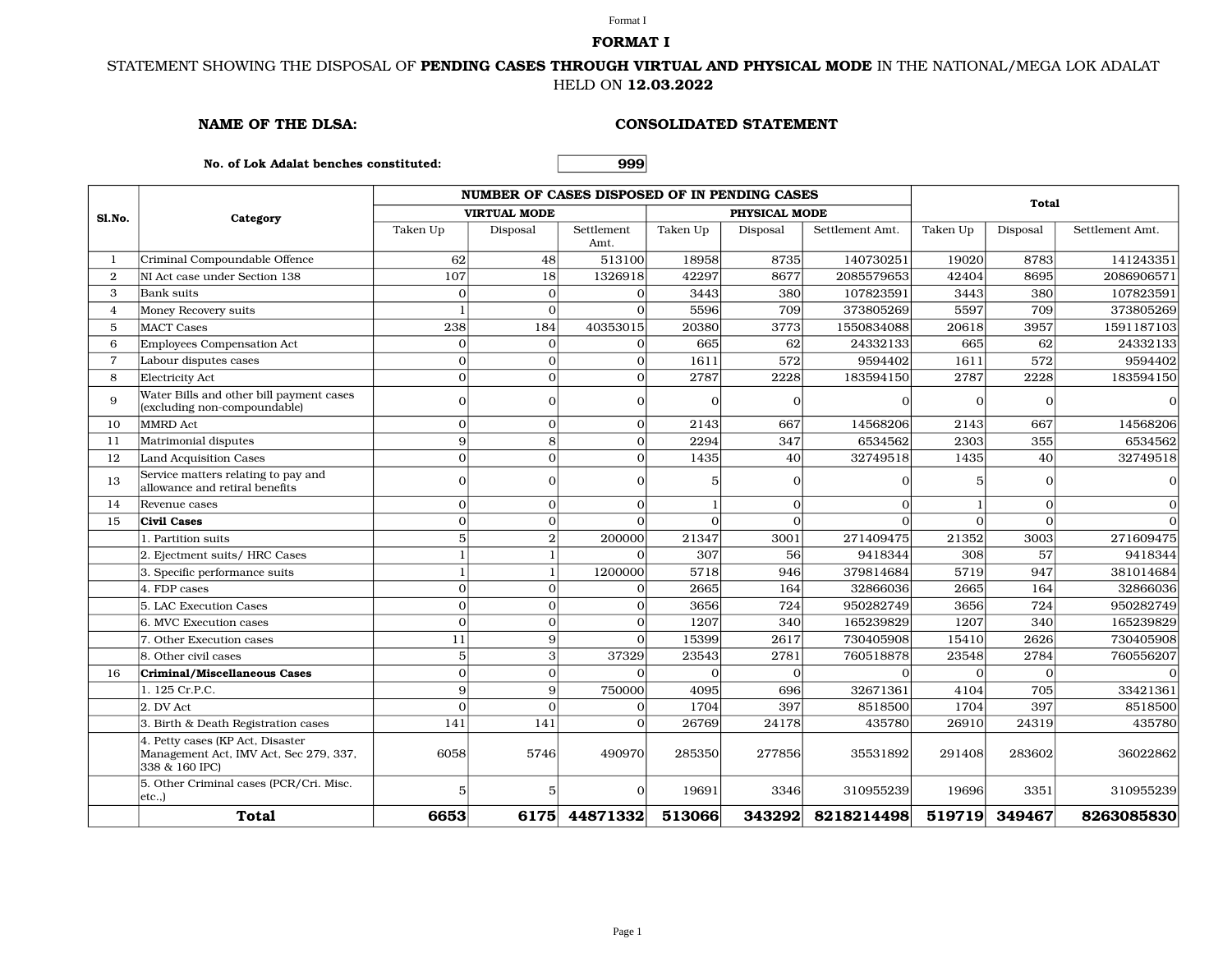## FORMAT I

STATEMENT SHOWING THE DISPOSAL OF **PENDING CASES THROUGH VIRTUAL AND PHYSICAL MODE** IN THE NATIONAL/MEGA LOK ADALAT HELD ON **12.03.2022**

**NAME OF THE DLSA:** **CONSOLIDATED STATEMENT**

**No. of Lok Adalat benches constituted:** **999**

| Sl.No. | Category | NUMBER OF CASES DISPOSED OF IN PENDING CASES | | | | | | Total | | |
|---|---|---|---|---|---|---|---|---|---|---|
| | | VIRTUAL MODE | | | PHYSICAL MODE | | | | | |
| | | Taken Up | Disposal | Settlement Amt. | Taken Up | Disposal | Settlement Amt. | Taken Up | Disposal | Settlement Amt. |
| 1 | Criminal Compoundable Offence | 62 | 48 | 513100 | 18958 | 8735 | 140730251 | 19020 | 8783 | 141243351 |
| 2 | NI Act case under Section 138 | 107 | 18 | 1326918 | 42297 | 8677 | 2085579653 | 42404 | 8695 | 2086906571 |
| 3 | Bank suits | 0 | 0 | 0 | 3443 | 380 | 107823591 | 3443 | 380 | 107823591 |
| 4 | Money Recovery suits | 1 | 0 | 0 | 5596 | 709 | 373805269 | 5597 | 709 | 373805269 |
| 5 | MACT Cases | 238 | 184 | 40353015 | 20380 | 3773 | 1550834088 | 20618 | 3957 | 1591187103 |
| 6 | Employees Compensation Act | 0 | 0 | 0 | 665 | 62 | 24332133 | 665 | 62 | 24332133 |
| 7 | Labour disputes cases | 0 | 0 | 0 | 1611 | 572 | 9594402 | 1611 | 572 | 9594402 |
| 8 | Electricity Act | 0 | 0 | 0 | 2787 | 2228 | 183594150 | 2787 | 2228 | 183594150 |
| 9 | Water Bills and other bill payment cases (excluding non-compoundable) | 0 | 0 | 0 | 0 | 0 | 0 | 0 | 0 | 0 |
| 10 | MMRD Act | 0 | 0 | 0 | 2143 | 667 | 14568206 | 2143 | 667 | 14568206 |
| 11 | Matrimonial disputes | 9 | 8 | 0 | 2294 | 347 | 6534562 | 2303 | 355 | 6534562 |
| 12 | Land Acquisition Cases | 0 | 0 | 0 | 1435 | 40 | 32749518 | 1435 | 40 | 32749518 |
| 13 | Service matters relating to pay and allowance and retiral benefits | 0 | 0 | 0 | 5 | 0 | 0 | 5 | 0 | 0 |
| 14 | Revenue cases | 0 | 0 | 0 | 1 | 0 | 0 | 1 | 0 | 0 |
| 15 | **Civil Cases** | 0 | 0 | 0 | 0 | 0 | 0 | 0 | 0 | 0 |
| | 1. Partition suits | 5 | 2 | 200000 | 21347 | 3001 | 271409475 | 21352 | 3003 | 271609475 |
| | 2. Ejectment suits/ HRC Cases | 1 | 1 | 0 | 307 | 56 | 9418344 | 308 | 57 | 9418344 |
| | 3. Specific performance suits | 1 | 1 | 1200000 | 5718 | 946 | 379814684 | 5719 | 947 | 381014684 |
| | 4. FDP cases | 0 | 0 | 0 | 2665 | 164 | 32866036 | 2665 | 164 | 32866036 |
| | 5. LAC Execution Cases | 0 | 0 | 0 | 3656 | 724 | 950282749 | 3656 | 724 | 950282749 |
| | 6. MVC Execution cases | 0 | 0 | 0 | 1207 | 340 | 165239829 | 1207 | 340 | 165239829 |
| | 7. Other Execution cases | 11 | 9 | 0 | 15399 | 2617 | 730405908 | 15410 | 2626 | 730405908 |
| | 8. Other civil cases | 5 | 3 | 37329 | 23543 | 2781 | 760518878 | 23548 | 2784 | 760556207 |
| 16 | **Criminal/Miscellaneous Cases** | 0 | 0 | 0 | 0 | 0 | 0 | 0 | 0 | 0 |
| | 1. 125 Cr.P.C. | 9 | 9 | 750000 | 4095 | 696 | 32671361 | 4104 | 705 | 33421361 |
| | 2. DV Act | 0 | 0 | 0 | 1704 | 397 | 8518500 | 1704 | 397 | 8518500 |
| | 3. Birth & Death Registration cases | 141 | 141 | 0 | 26769 | 24178 | 435780 | 26910 | 24319 | 435780 |
| | 4. Petty cases (KP Act, Disaster Management Act, IMV Act, Sec 279, 337, 338 & 160 IPC) | 6058 | 5746 | 490970 | 285350 | 277856 | 35531892 | 291408 | 283602 | 36022862 |
| | 5. Other Criminal cases (PCR/Cri. Misc. etc.,) | 5 | 5 | 0 | 19691 | 3346 | 310955239 | 19696 | 3351 | 310955239 |
| | **Total** | **6653** | **6175** | **44871332** | **513066** | **343292** | **8218214498** | **519719** | **349467** | **8263085830** |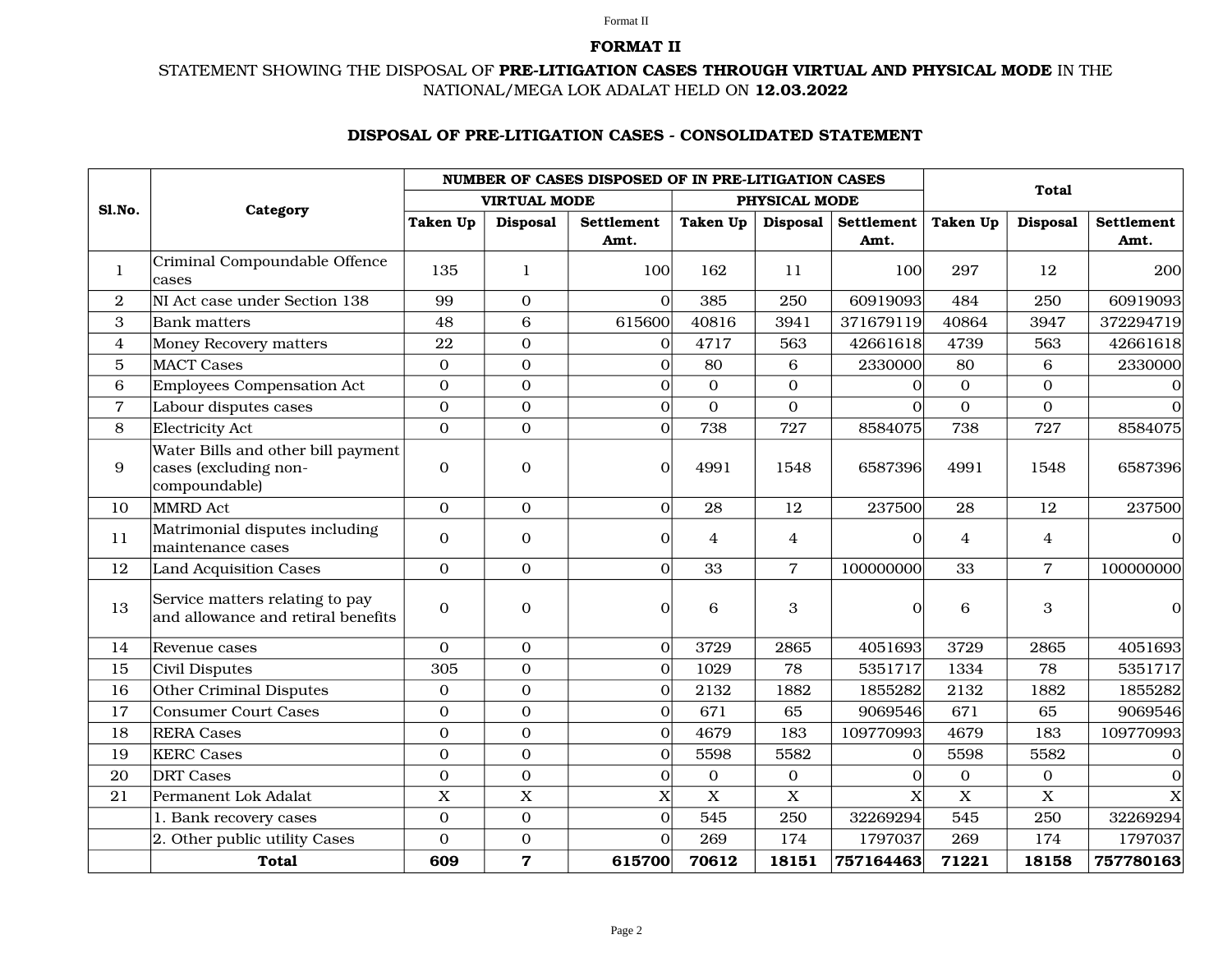# FORMAT II

STATEMENT SHOWING THE DISPOSAL OF **PRE-LITIGATION CASES THROUGH VIRTUAL AND PHYSICAL MODE** IN THE NATIONAL/MEGA LOK ADALAT HELD ON **12.03.2022**

## DISPOSAL OF PRE-LITIGATION CASES - CONSOLIDATED STATEMENT

| Sl.No. | Category | NUMBER OF CASES DISPOSED OF IN PRE-LITIGATION CASES | | | | | | Total | | |
|---|---|---|---|---|---|---|---|---|---|---|
| | | VIRTUAL MODE | | | PHYSICAL MODE | | | | | |
| | | Taken Up | Disposal | Settlement Amt. | Taken Up | Disposal | Settlement Amt. | Taken Up | Disposal | Settlement Amt. |
| 1 | Criminal Compoundable Offence cases | 135 | 1 | 100 | 162 | 11 | 100 | 297 | 12 | 200 |
| 2 | NI Act case under Section 138 | 99 | 0 | 0 | 385 | 250 | 60919093 | 484 | 250 | 60919093 |
| 3 | Bank matters | 48 | 6 | 615600 | 40816 | 3941 | 371679119 | 40864 | 3947 | 372294719 |
| 4 | Money Recovery matters | 22 | 0 | 0 | 4717 | 563 | 42661618 | 4739 | 563 | 42661618 |
| 5 | MACT Cases | 0 | 0 | 0 | 80 | 6 | 2330000 | 80 | 6 | 2330000 |
| 6 | Employees Compensation Act | 0 | 0 | 0 | 0 | 0 | 0 | 0 | 0 | 0 |
| 7 | Labour disputes cases | 0 | 0 | 0 | 0 | 0 | 0 | 0 | 0 | 0 |
| 8 | Electricity Act | 0 | 0 | 0 | 738 | 727 | 8584075 | 738 | 727 | 8584075 |
| 9 | Water Bills and other bill payment cases (excluding non-compoundable) | 0 | 0 | 0 | 4991 | 1548 | 6587396 | 4991 | 1548 | 6587396 |
| 10 | MMRD Act | 0 | 0 | 0 | 28 | 12 | 237500 | 28 | 12 | 237500 |
| 11 | Matrimonial disputes including maintenance cases | 0 | 0 | 0 | 4 | 4 | 0 | 4 | 4 | 0 |
| 12 | Land Acquisition Cases | 0 | 0 | 0 | 33 | 7 | 100000000 | 33 | 7 | 100000000 |
| 13 | Service matters relating to pay and allowance and retiral benefits | 0 | 0 | 0 | 6 | 3 | 0 | 6 | 3 | 0 |
| 14 | Revenue cases | 0 | 0 | 0 | 3729 | 2865 | 4051693 | 3729 | 2865 | 4051693 |
| 15 | Civil Disputes | 305 | 0 | 0 | 1029 | 78 | 5351717 | 1334 | 78 | 5351717 |
| 16 | Other Criminal Disputes | 0 | 0 | 0 | 2132 | 1882 | 1855282 | 2132 | 1882 | 1855282 |
| 17 | Consumer Court Cases | 0 | 0 | 0 | 671 | 65 | 9069546 | 671 | 65 | 9069546 |
| 18 | RERA Cases | 0 | 0 | 0 | 4679 | 183 | 109770993 | 4679 | 183 | 109770993 |
| 19 | KERC Cases | 0 | 0 | 0 | 5598 | 5582 | 0 | 5598 | 5582 | 0 |
| 20 | DRT Cases | 0 | 0 | 0 | 0 | 0 | 0 | 0 | 0 | 0 |
| 21 | Permanent Lok Adalat | X | X | X | X | X | X | X | X | X |
| | 1. Bank recovery cases | 0 | 0 | 0 | 545 | 250 | 32269294 | 545 | 250 | 32269294 |
| | 2. Other public utility Cases | 0 | 0 | 0 | 269 | 174 | 1797037 | 269 | 174 | 1797037 |
| | **Total** | **609** | **7** | **615700** | **70612** | **18151** | **757164463** | **71221** | **18158** | **757780163** |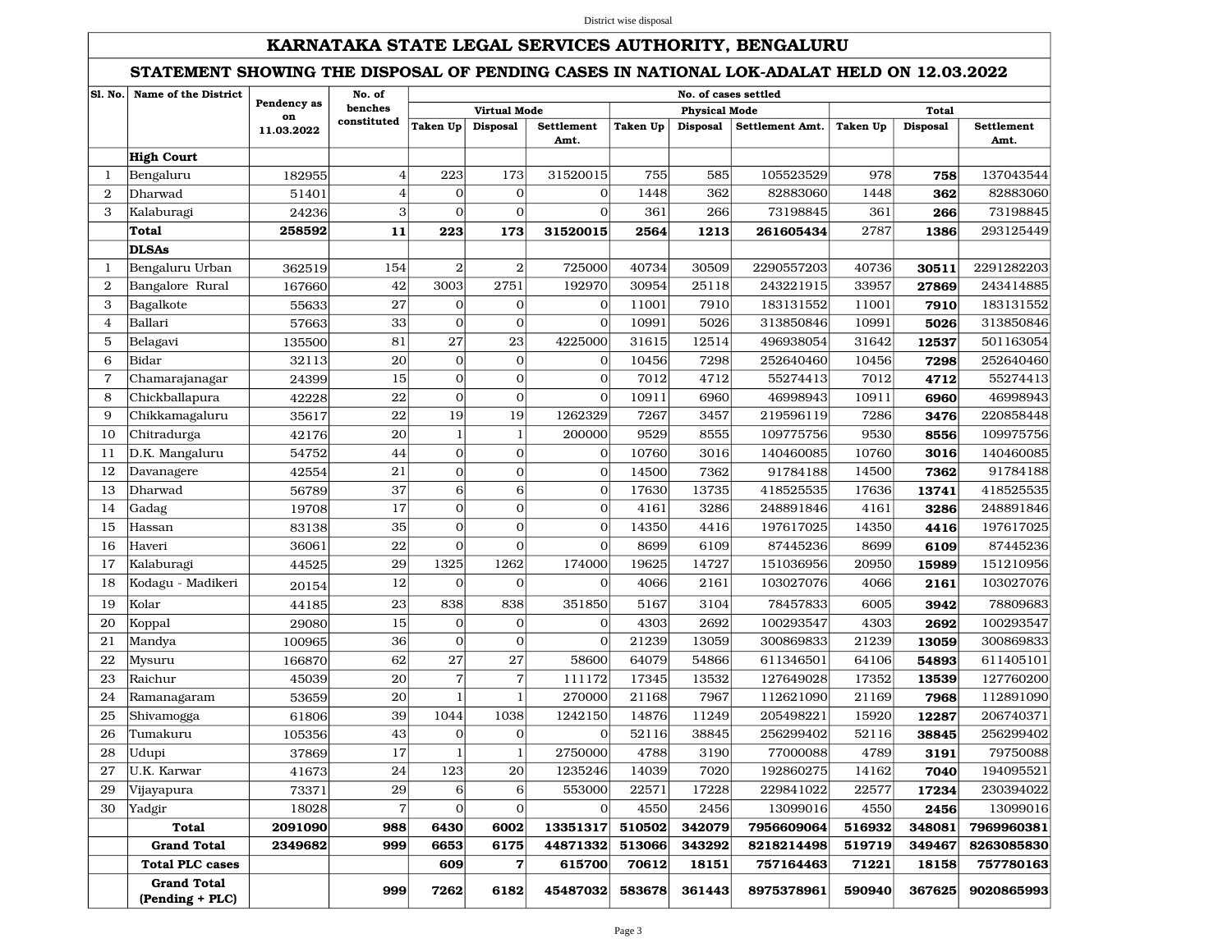# KARNATAKA STATE LEGAL SERVICES AUTHORITY, BENGALURU

## STATEMENT SHOWING THE DISPOSAL OF PENDING CASES IN NATIONAL LOK-ADALAT HELD ON 12.03.2022

| Sl. No. | Name of the District | Pendency as on 11.03.2022 | No. of benches constituted | No. of cases settled | | | | | | | | |
|---|---|---|---|---|---|---|---|---|---|---|---|---|
| | | | | Virtual Mode | | | Physical Mode | | | Total | | |
| | | | | Taken Up | Disposal | Settlement Amt. | Taken Up | Disposal | Settlement Amt. | Taken Up | Disposal | Settlement Amt. |
| | **High Court** | | | | | | | | | | | |
| 1 | Bengaluru | 182955 | 4 | 223 | 173 | 31520015 | 755 | 585 | 105523529 | 978 | **758** | 137043544 |
| 2 | Dharwad | 51401 | 4 | 0 | 0 | 0 | 1448 | 362 | 82883060 | 1448 | **362** | 82883060 |
| 3 | Kalaburagi | 24236 | 3 | 0 | 0 | 0 | 361 | 266 | 73198845 | 361 | **266** | 73198845 |
| | **Total** | **258592** | **11** | **223** | **173** | **31520015** | **2564** | **1213** | **261605434** | 2787 | **1386** | 293125449 |
| | **DLSAs** | | | | | | | | | | | |
| 1 | Bengaluru Urban | 362519 | 154 | 2 | 2 | 725000 | 40734 | 30509 | 2290557203 | 40736 | **30511** | 2291282203 |
| 2 | Bangalore Rural | 167660 | 42 | 3003 | 2751 | 192970 | 30954 | 25118 | 243221915 | 33957 | **27869** | 243414885 |
| 3 | Bagalkote | 55633 | 27 | 0 | 0 | 0 | 11001 | 7910 | 183131552 | 11001 | **7910** | 183131552 |
| 4 | Ballari | 57663 | 33 | 0 | 0 | 0 | 10991 | 5026 | 313850846 | 10991 | **5026** | 313850846 |
| 5 | Belagavi | 135500 | 81 | 27 | 23 | 4225000 | 31615 | 12514 | 496938054 | 31642 | **12537** | 501163054 |
| 6 | Bidar | 32113 | 20 | 0 | 0 | 0 | 10456 | 7298 | 252640460 | 10456 | **7298** | 252640460 |
| 7 | Chamarajanagar | 24399 | 15 | 0 | 0 | 0 | 7012 | 4712 | 55274413 | 7012 | **4712** | 55274413 |
| 8 | Chickballapura | 42228 | 22 | 0 | 0 | 0 | 10911 | 6960 | 46998943 | 10911 | **6960** | 46998943 |
| 9 | Chikkamagaluru | 35617 | 22 | 19 | 19 | 1262329 | 7267 | 3457 | 219596119 | 7286 | **3476** | 220858448 |
| 10 | Chitradurga | 42176 | 20 | 1 | 1 | 200000 | 9529 | 8555 | 109775756 | 9530 | **8556** | 109975756 |
| 11 | D.K. Mangaluru | 54752 | 44 | 0 | 0 | 0 | 10760 | 3016 | 140460085 | 10760 | **3016** | 140460085 |
| 12 | Davanagere | 42554 | 21 | 0 | 0 | 0 | 14500 | 7362 | 91784188 | 14500 | **7362** | 91784188 |
| 13 | Dharwad | 56789 | 37 | 6 | 6 | 0 | 17630 | 13735 | 418525535 | 17636 | **13741** | 418525535 |
| 14 | Gadag | 19708 | 17 | 0 | 0 | 0 | 4161 | 3286 | 248891846 | 4161 | **3286** | 248891846 |
| 15 | Hassan | 83138 | 35 | 0 | 0 | 0 | 14350 | 4416 | 197617025 | 14350 | **4416** | 197617025 |
| 16 | Haveri | 36061 | 22 | 0 | 0 | 0 | 8699 | 6109 | 87445236 | 8699 | **6109** | 87445236 |
| 17 | Kalaburagi | 44525 | 29 | 1325 | 1262 | 174000 | 19625 | 14727 | 151036956 | 20950 | **15989** | 151210956 |
| 18 | Kodagu - Madikeri | 20154 | 12 | 0 | 0 | 0 | 4066 | 2161 | 103027076 | 4066 | **2161** | 103027076 |
| 19 | Kolar | 44185 | 23 | 838 | 838 | 351850 | 5167 | 3104 | 78457833 | 6005 | **3942** | 78809683 |
| 20 | Koppal | 29080 | 15 | 0 | 0 | 0 | 4303 | 2692 | 100293547 | 4303 | **2692** | 100293547 |
| 21 | Mandya | 100965 | 36 | 0 | 0 | 0 | 21239 | 13059 | 300869833 | 21239 | **13059** | 300869833 |
| 22 | Mysuru | 166870 | 62 | 27 | 27 | 58600 | 64079 | 54866 | 611346501 | 64106 | **54893** | 611405101 |
| 23 | Raichur | 45039 | 20 | 7 | 7 | 111172 | 17345 | 13532 | 127649028 | 17352 | **13539** | 127760200 |
| 24 | Ramanagaram | 53659 | 20 | 1 | 1 | 270000 | 21168 | 7967 | 112621090 | 21169 | **7968** | 112891090 |
| 25 | Shivamogga | 61806 | 39 | 1044 | 1038 | 1242150 | 14876 | 11249 | 205498221 | 15920 | **12287** | 206740371 |
| 26 | Tumakuru | 105356 | 43 | 0 | 0 | 0 | 52116 | 38845 | 256299402 | 52116 | **38845** | 256299402 |
| 28 | Udupi | 37869 | 17 | 1 | 1 | 2750000 | 4788 | 3190 | 77000088 | 4789 | **3191** | 79750088 |
| 27 | U.K. Karwar | 41673 | 24 | 123 | 20 | 1235246 | 14039 | 7020 | 192860275 | 14162 | **7040** | 194095521 |
| 29 | Vijayapura | 73371 | 29 | 6 | 6 | 553000 | 22571 | 17228 | 229841022 | 22577 | **17234** | 230394022 |
| 30 | Yadgir | 18028 | 7 | 0 | 0 | 0 | 4550 | 2456 | 13099016 | 4550 | **2456** | 13099016 |
| | **Total** | **2091090** | **988** | **6430** | **6002** | **13351317** | **510502** | **342079** | **7956609064** | **516932** | **348081** | **7969960381** |
| | **Grand Total** | **2349682** | **999** | **6653** | **6175** | **44871332** | **513066** | **343292** | **8218214498** | **519719** | **349467** | **8263085830** |
| | **Total PLC cases** | | | **609** | **7** | **615700** | **70612** | **18151** | **757164463** | **71221** | **18158** | **757780163** |
| | **Grand Total (Pending + PLC)** | | **999** | **7262** | **6182** | **45487032** | **583678** | **361443** | **8975378961** | **590940** | **367625** | **9020865993** |